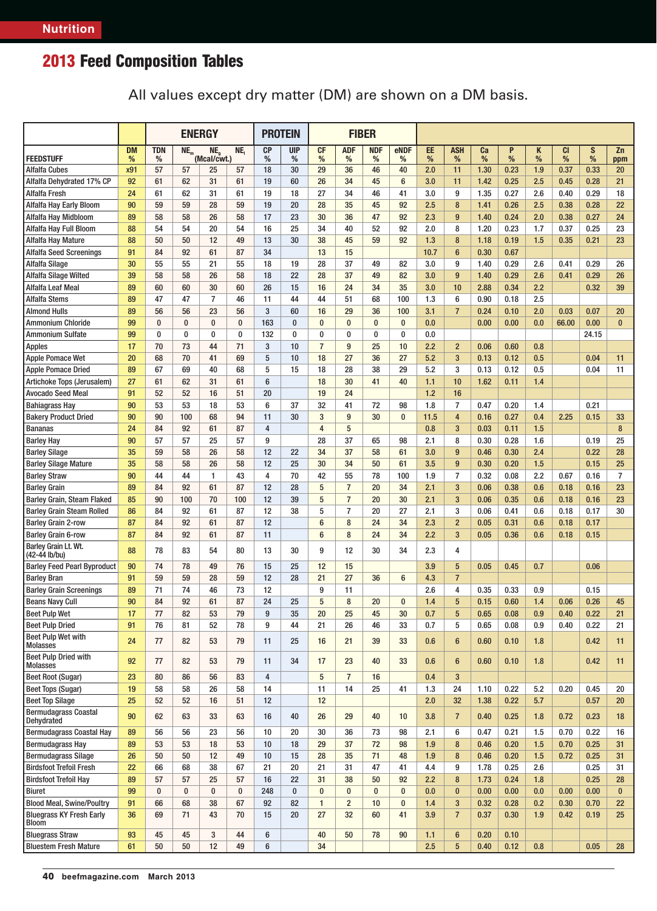Nutrition

# 2013 Feed Composition Tables

All values except dry matter (DM) are shown on a DM basis.

| | | ENERGY | | | | | PROTEIN | | FIBER | | | | | | | | | | | | |
|---|---|---|---|---|---|---|---|---|---|---|---|---|---|---|---|---|---|---|---|---|---|
| FEEDSTUFF | DM % | TDN % | $NE_m$ (Mcal/cwt.) | $NE_g$ (Mcal/cwt.) | $NE_l$ (Mcal/cwt.) | | CP % | UIP % | CF % | ADF % | NDF % | eNDF % | EE % | ASH % | Ca % | P % | K % | Cl % | S % | Zn ppm | |
| Alfalfa Cubes | x91 | 57 | 57 | 25 | 57 | | 18 | 30 | 29 | 36 | 46 | 40 | 2.0 | 11 | 1.30 | 0.23 | 1.9 | 0.37 | 0.33 | 20 | |
| Alfalfa Dehydrated 17% CP | 92 | 61 | 62 | 31 | 61 | | 19 | 60 | 26 | 34 | 45 | 6 | 3.0 | 11 | 1.42 | 0.25 | 2.5 | 0.45 | 0.28 | 21 | |
| Alfalfa Fresh | 24 | 61 | 62 | 31 | 61 | | 19 | 18 | 27 | 34 | 46 | 41 | 3.0 | 9 | 1.35 | 0.27 | 2.6 | 0.40 | 0.29 | 18 | |
| Alfalfa Hay Early Bloom | 90 | 59 | 59 | 28 | 59 | | 19 | 20 | 28 | 35 | 45 | 92 | 2.5 | 8 | 1.41 | 0.26 | 2.5 | 0.38 | 0.28 | 22 | |
| Alfalfa Hay Midbloom | 89 | 58 | 58 | 26 | 58 | | 17 | 23 | 30 | 36 | 47 | 92 | 2.3 | 9 | 1.40 | 0.24 | 2.0 | 0.38 | 0.27 | 24 | |
| Alfalfa Hay Full Bloom | 88 | 54 | 54 | 20 | 54 | | 16 | 25 | 34 | 40 | 52 | 92 | 2.0 | 8 | 1.20 | 0.23 | 1.7 | 0.37 | 0.25 | 23 | |
| Alfalfa Hay Mature | 88 | 50 | 50 | 12 | 49 | | 13 | 30 | 38 | 45 | 59 | 92 | 1.3 | 8 | 1.18 | 0.19 | 1.5 | 0.35 | 0.21 | 23 | |
| Alfalfa Seed Screenings | 91 | 84 | 92 | 61 | 87 | | 34 | | 13 | 15 | | | 10.7 | 6 | 0.30 | 0.67 | | | | | |
| Alfalfa Silage | 30 | 55 | 55 | 21 | 55 | | 18 | 19 | 28 | 37 | 49 | 82 | 3.0 | 9 | 1.40 | 0.29 | 2.6 | 0.41 | 0.29 | 26 | |
| Alfalfa Silage Wilted | 39 | 58 | 58 | 26 | 58 | | 18 | 22 | 28 | 37 | 49 | 82 | 3.0 | 9 | 1.40 | 0.29 | 2.6 | 0.41 | 0.29 | 26 | |
| Alfalfa Leaf Meal | 89 | 60 | 60 | 30 | 60 | | 26 | 15 | 16 | 24 | 34 | 35 | 3.0 | 10 | 2.88 | 0.34 | 2.2 | | 0.32 | 39 | |
| Alfalfa Stems | 89 | 47 | 47 | 7 | 46 | | 11 | 44 | 44 | 51 | 68 | 100 | 1.3 | 6 | 0.90 | 0.18 | 2.5 | | | | |
| Almond Hulls | 89 | 56 | 56 | 23 | 56 | | 3 | 60 | 16 | 29 | 36 | 100 | 3.1 | 7 | 0.24 | 0.10 | 2.0 | 0.03 | 0.07 | 20 | |
| Ammonium Chloride | 99 | 0 | 0 | 0 | 0 | | 163 | 0 | 0 | 0 | 0 | 0 | 0.0 | | 0.00 | 0.00 | 0.0 | 66.00 | 0.00 | 0 | |
| Ammonium Sulfate | 99 | 0 | 0 | 0 | 0 | | 132 | 0 | 0 | 0 | 0 | 0 | 0.0 | | | | | | 24.15 | | |
| Apples | 17 | 70 | 73 | 44 | 71 | | 3 | 10 | 7 | 9 | 25 | 10 | 2.2 | 2 | 0.06 | 0.60 | 0.8 | | | | |
| Apple Pomace Wet | 20 | 68 | 70 | 41 | 69 | | 5 | 10 | 18 | 27 | 36 | 27 | 5.2 | 3 | 0.13 | 0.12 | 0.5 | | 0.04 | 11 | |
| Apple Pomace Dried | 89 | 67 | 69 | 40 | 68 | | 5 | 15 | 18 | 28 | 38 | 29 | 5.2 | 3 | 0.13 | 0.12 | 0.5 | | 0.04 | 11 | |
| Artichoke Tops (Jerusalem) | 27 | 61 | 62 | 31 | 61 | | 6 | | 18 | 30 | 41 | 40 | 1.1 | 10 | 1.62 | 0.11 | 1.4 | | | | |
| Avocado Seed Meal | 91 | 52 | 52 | 16 | 51 | | 20 | | 19 | 24 | | | 1.2 | 16 | | | | | | | |
| Bahiagrass Hay | 90 | 53 | 53 | 18 | 53 | | 6 | 37 | 32 | 41 | 72 | 98 | 1.8 | 7 | 0.47 | 0.20 | 1.4 | | 0.21 | | |
| Bakery Product Dried | 90 | 90 | 100 | 68 | 94 | | 11 | 30 | 3 | 9 | 30 | 0 | 11.5 | 4 | 0.16 | 0.27 | 0.4 | 2.25 | 0.15 | 33 | |
| Bananas | 24 | 84 | 92 | 61 | 87 | | 4 | | 4 | 5 | | | 0.8 | 3 | 0.03 | 0.11 | 1.5 | | | 8 | |
| Barley Hay | 90 | 57 | 57 | 25 | 57 | | 9 | | 28 | 37 | 65 | 98 | 2.1 | 8 | 0.30 | 0.28 | 1.6 | | 0.19 | 25 | |
| Barley Silage | 35 | 59 | 58 | 26 | 58 | | 12 | 22 | 34 | 37 | 58 | 61 | 3.0 | 9 | 0.46 | 0.30 | 2.4 | | 0.22 | 28 | |
| Barley Silage Mature | 35 | 58 | 58 | 26 | 58 | | 12 | 25 | 30 | 34 | 50 | 61 | 3.5 | 9 | 0.30 | 0.20 | 1.5 | | 0.15 | 25 | |
| Barley Straw | 90 | 44 | 44 | 1 | 43 | | 4 | 70 | 42 | 55 | 78 | 100 | 1.9 | 7 | 0.32 | 0.08 | 2.2 | 0.67 | 0.16 | 7 | |
| Barley Grain | 89 | 84 | 92 | 61 | 87 | | 12 | 28 | 5 | 7 | 20 | 34 | 2.1 | 3 | 0.06 | 0.38 | 0.6 | 0.18 | 0.16 | 23 | |
| Barley Grain, Steam Flaked | 85 | 90 | 100 | 70 | 100 | | 12 | 39 | 5 | 7 | 20 | 30 | 2.1 | 3 | 0.06 | 0.35 | 0.6 | 0.18 | 0.16 | 23 | |
| Barley Grain Steam Rolled | 86 | 84 | 92 | 61 | 87 | | 12 | 38 | 5 | 7 | 20 | 27 | 2.1 | 3 | 0.06 | 0.41 | 0.6 | 0.18 | 0.17 | 30 | |
| Barley Grain 2-row | 87 | 84 | 92 | 61 | 87 | | 12 | | 6 | 8 | 24 | 34 | 2.3 | 2 | 0.05 | 0.31 | 0.6 | 0.18 | 0.17 | | |
| Barley Grain 6-row | 87 | 84 | 92 | 61 | 87 | | 11 | | 6 | 8 | 24 | 34 | 2.2 | 3 | 0.05 | 0.36 | 0.6 | 0.18 | 0.15 | | |
| Barley Grain Lt. Wt. (42-44 lb/bu) | 88 | 78 | 83 | 54 | 80 | | 13 | 30 | 9 | 12 | 30 | 34 | 2.3 | 4 | | | | | | | |
| Barley Feed Pearl Byproduct | 90 | 74 | 78 | 49 | 76 | | 15 | 25 | 12 | 15 | | | 3.9 | 5 | 0.05 | 0.45 | 0.7 | | 0.06 | | |
| Barley Bran | 91 | 59 | 59 | 28 | 59 | | 12 | 28 | 21 | 27 | 36 | 6 | 4.3 | 7 | | | | | | | |
| Barley Grain Screenings | 89 | 71 | 74 | 46 | 73 | | 12 | | 9 | 11 | | | 2.6 | 4 | 0.35 | 0.33 | 0.9 | | 0.15 | | |
| Beans Navy Cull | 90 | 84 | 92 | 61 | 87 | | 24 | 25 | 5 | 8 | 20 | 0 | 1.4 | 5 | 0.15 | 0.60 | 1.4 | 0.06 | 0.26 | 45 | |
| Beet Pulp Wet | 17 | 77 | 82 | 53 | 79 | | 9 | 35 | 20 | 25 | 45 | 30 | 0.7 | 5 | 0.65 | 0.08 | 0.9 | 0.40 | 0.22 | 21 | |
| Beet Pulp Dried | 91 | 76 | 81 | 52 | 78 | | 9 | 44 | 21 | 26 | 46 | 33 | 0.7 | 5 | 0.65 | 0.08 | 0.9 | 0.40 | 0.22 | 21 | |
| Beet Pulp Wet with Molasses | 24 | 77 | 82 | 53 | 79 | | 11 | 25 | 16 | 21 | 39 | 33 | 0.6 | 6 | 0.60 | 0.10 | 1.8 | | 0.42 | 11 | |
| Beet Pulp Dried with Molasses | 92 | 77 | 82 | 53 | 79 | | 11 | 34 | 17 | 23 | 40 | 33 | 0.6 | 6 | 0.60 | 0.10 | 1.8 | | 0.42 | 11 | |
| Beet Root (Sugar) | 23 | 80 | 86 | 56 | 83 | | 4 | | 5 | 7 | 16 | | 0.4 | 3 | | | | | | | |
| Beet Tops (Sugar) | 19 | 58 | 58 | 26 | 58 | | 14 | | 11 | 14 | 25 | 41 | 1.3 | 24 | 1.10 | 0.22 | 5.2 | 0.20 | 0.45 | 20 | |
| Beet Top Silage | 25 | 52 | 52 | 16 | 51 | | 12 | | 12 | | | | 2.0 | 32 | 1.38 | 0.22 | 5.7 | | 0.57 | 20 | |
| Bermudagrass Coastal Dehydrated | 90 | 62 | 63 | 33 | 63 | | 16 | 40 | 26 | 29 | 40 | 10 | 3.8 | 7 | 0.40 | 0.25 | 1.8 | 0.72 | 0.23 | 18 | |
| Bermudagrass Coastal Hay | 89 | 56 | 56 | 23 | 56 | | 10 | 20 | 30 | 36 | 73 | 98 | 2.1 | 6 | 0.47 | 0.21 | 1.5 | 0.70 | 0.22 | 16 | |
| Bermudagrass Hay | 89 | 53 | 53 | 18 | 53 | | 10 | 18 | 29 | 37 | 72 | 98 | 1.9 | 8 | 0.46 | 0.20 | 1.5 | 0.70 | 0.25 | 31 | |
| Bermudagrass Silage | 26 | 50 | 50 | 12 | 49 | | 10 | 15 | 28 | 35 | 71 | 48 | 1.9 | 8 | 0.46 | 0.20 | 1.5 | 0.72 | 0.25 | 31 | |
| Birdsfoot Trefoil Fresh | 22 | 66 | 68 | 38 | 67 | | 21 | 20 | 21 | 31 | 47 | 41 | 4.4 | 9 | 1.78 | 0.25 | 2.6 | | 0.25 | 31 | |
| Birdsfoot Trefoil Hay | 89 | 57 | 57 | 25 | 57 | | 16 | 22 | 31 | 38 | 50 | 92 | 2.2 | 8 | 1.73 | 0.24 | 1.8 | | 0.25 | 28 | |
| Biuret | 99 | 0 | 0 | 0 | 0 | | 248 | 0 | 0 | 0 | 0 | 0 | 0.0 | 0 | 0.00 | 0.00 | 0.0 | 0.00 | 0.00 | 0 | |
| Blood Meal, Swine/Poultry | 91 | 66 | 68 | 38 | 67 | | 92 | 82 | 1 | 2 | 10 | 0 | 1.4 | 3 | 0.32 | 0.28 | 0.2 | 0.30 | 0.70 | 22 | |
| Bluegrass KY Fresh Early Bloom | 36 | 69 | 71 | 43 | 70 | | 15 | 20 | 27 | 32 | 60 | 41 | 3.9 | 7 | 0.37 | 0.30 | 1.9 | 0.42 | 0.19 | 25 | |
| Bluegrass Straw | 93 | 45 | 45 | 3 | 44 | | 6 | | 40 | 50 | 78 | 90 | 1.1 | 6 | 0.20 | 0.10 | | | | | |
| Bluestem Fresh Mature | 61 | 50 | 50 | 12 | 49 | | 6 | | 34 | | | | 2.5 | 5 | 0.40 | 0.12 | 0.8 | | 0.05 | 28 | |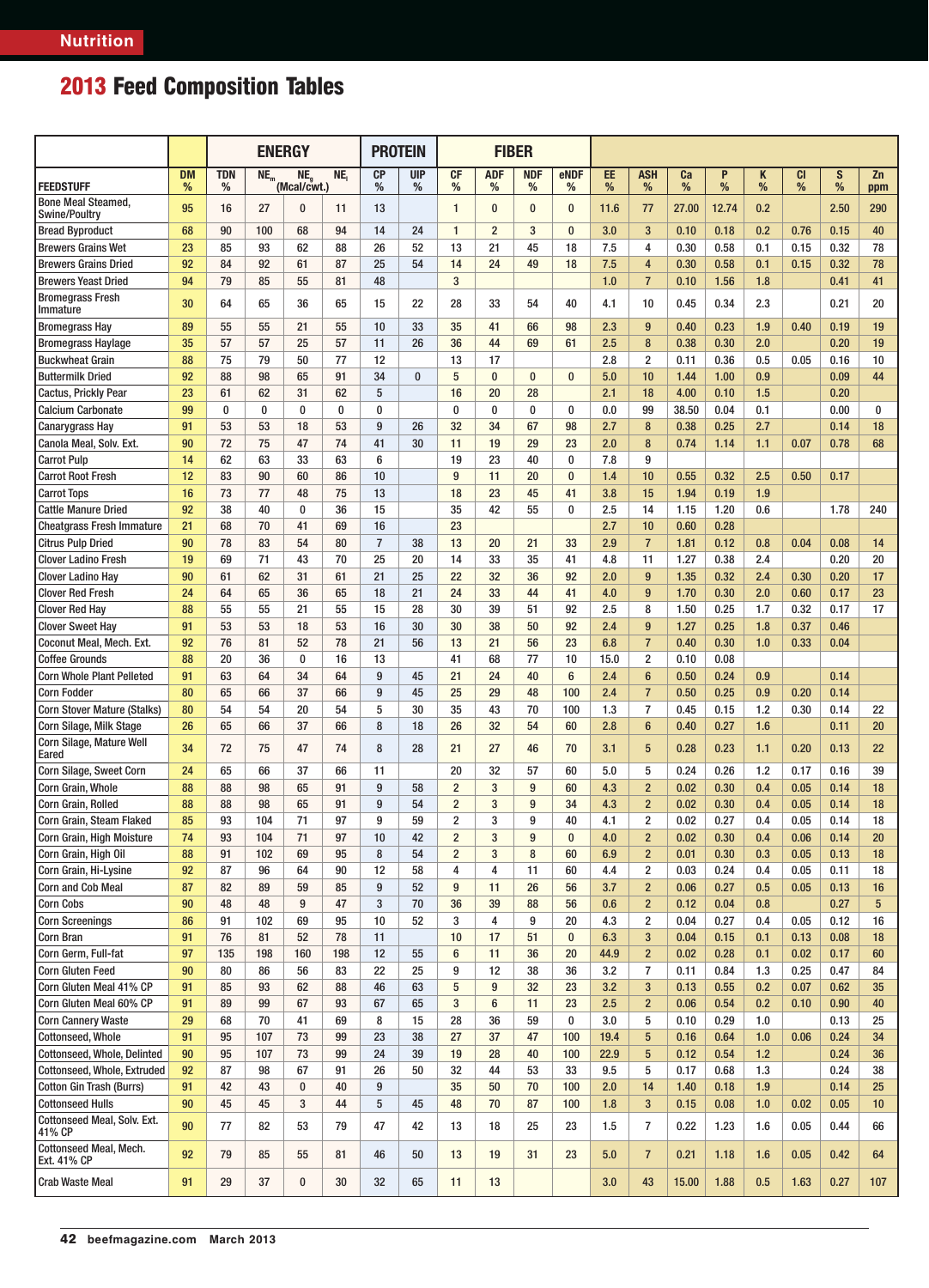## 2013 Feed Composition Tables

| | | ENERGY | | | | PROTEIN | | FIBER | | | | | | | | | | | |
|---|---|---|---|---|---|---|---|---|---|---|---|---|---|---|---|---|---|---|---|
| FEEDSTUFF | DM % | TDN % | $NE_m$ (Mcal/cwt.) | $NE_g$ (Mcal/cwt.) | $NE_l$ (Mcal/cwt.) | CP % | UIP % | CF % | ADF % | NDF % | eNDF % | EE % | ASH % | Ca % | P % | K % | Cl % | S % | Zn ppm |
| Bone Meal Steamed, Swine/Poultry | 95 | 16 | 27 | 0 | 11 | 13 | | 1 | 0 | 0 | 0 | 11.6 | 77 | 27.00 | 12.74 | 0.2 | | 2.50 | 290 |
| Bread Byproduct | 68 | 90 | 100 | 68 | 94 | 14 | 24 | 1 | 2 | 3 | 0 | 3.0 | 3 | 0.10 | 0.18 | 0.2 | 0.76 | 0.15 | 40 |
| Brewers Grains Wet | 23 | 85 | 93 | 62 | 88 | 26 | 52 | 13 | 21 | 45 | 18 | 7.5 | 4 | 0.30 | 0.58 | 0.1 | 0.15 | 0.32 | 78 |
| Brewers Grains Dried | 92 | 84 | 92 | 61 | 87 | 25 | 54 | 14 | 24 | 49 | 18 | 7.5 | 4 | 0.30 | 0.58 | 0.1 | 0.15 | 0.32 | 78 |
| Brewers Yeast Dried | 94 | 79 | 85 | 55 | 81 | 48 | | 3 | | | | 1.0 | 7 | 0.10 | 1.56 | 1.8 | | 0.41 | 41 |
| Bromegrass Fresh Immature | 30 | 64 | 65 | 36 | 65 | 15 | 22 | 28 | 33 | 54 | 40 | 4.1 | 10 | 0.45 | 0.34 | 2.3 | | 0.21 | 20 |
| Bromegrass Hay | 89 | 55 | 55 | 21 | 55 | 10 | 33 | 35 | 41 | 66 | 98 | 2.3 | 9 | 0.40 | 0.23 | 1.9 | 0.40 | 0.19 | 19 |
| Bromegrass Haylage | 35 | 57 | 57 | 25 | 57 | 11 | 26 | 36 | 44 | 69 | 61 | 2.5 | 8 | 0.38 | 0.30 | 2.0 | | 0.20 | 19 |
| Buckwheat Grain | 88 | 75 | 79 | 50 | 77 | 12 | | 13 | 17 | | | 2.8 | 2 | 0.11 | 0.36 | 0.5 | 0.05 | 0.16 | 10 |
| Buttermilk Dried | 92 | 88 | 98 | 65 | 91 | 34 | 0 | 5 | 0 | 0 | 0 | 5.0 | 10 | 1.44 | 1.00 | 0.9 | | 0.09 | 44 |
| Cactus, Prickly Pear | 23 | 61 | 62 | 31 | 62 | 5 | | 16 | 20 | 28 | | 2.1 | 18 | 4.00 | 0.10 | 1.5 | | 0.20 | |
| Calcium Carbonate | 99 | 0 | 0 | 0 | 0 | 0 | | 0 | 0 | 0 | 0 | 0.0 | 99 | 38.50 | 0.04 | 0.1 | | 0.00 | 0 |
| Canarygrass Hay | 91 | 53 | 53 | 18 | 53 | 9 | 26 | 32 | 34 | 67 | 98 | 2.7 | 8 | 0.38 | 0.25 | 2.7 | | 0.14 | 18 |
| Canola Meal, Solv. Ext. | 90 | 72 | 75 | 47 | 74 | 41 | 30 | 11 | 19 | 29 | 23 | 2.0 | 8 | 0.74 | 1.14 | 1.1 | 0.07 | 0.78 | 68 |
| Carrot Pulp | 14 | 62 | 63 | 33 | 63 | 6 | | 19 | 23 | 40 | 0 | 7.8 | 9 | | | | | | |
| Carrot Root Fresh | 12 | 83 | 90 | 60 | 86 | 10 | | 9 | 11 | 20 | 0 | 1.4 | 10 | 0.55 | 0.32 | 2.5 | 0.50 | 0.17 | |
| Carrot Tops | 16 | 73 | 77 | 48 | 75 | 13 | | 18 | 23 | 45 | 41 | 3.8 | 15 | 1.94 | 0.19 | 1.9 | | | |
| Cattle Manure Dried | 92 | 38 | 40 | 0 | 36 | 15 | | 35 | 42 | 55 | 0 | 2.5 | 14 | 1.15 | 1.20 | 0.6 | | 1.78 | 240 |
| Cheatgrass Fresh Immature | 21 | 68 | 70 | 41 | 69 | 16 | | 23 | | | | 2.7 | 10 | 0.60 | 0.28 | | | | |
| Citrus Pulp Dried | 90 | 78 | 83 | 54 | 80 | 7 | 38 | 13 | 20 | 21 | 33 | 2.9 | 7 | 1.81 | 0.12 | 0.8 | 0.04 | 0.08 | 14 |
| Clover Ladino Fresh | 19 | 69 | 71 | 43 | 70 | 25 | 20 | 14 | 33 | 35 | 41 | 4.8 | 11 | 1.27 | 0.38 | 2.4 | | 0.20 | 20 |
| Clover Ladino Hay | 90 | 61 | 62 | 31 | 61 | 21 | 25 | 22 | 32 | 36 | 92 | 2.0 | 9 | 1.35 | 0.32 | 2.4 | 0.30 | 0.20 | 17 |
| Clover Red Fresh | 24 | 64 | 65 | 36 | 65 | 18 | 21 | 24 | 33 | 44 | 41 | 4.0 | 9 | 1.70 | 0.30 | 2.0 | 0.60 | 0.17 | 23 |
| Clover Red Hay | 88 | 55 | 55 | 21 | 55 | 15 | 28 | 30 | 39 | 51 | 92 | 2.5 | 8 | 1.50 | 0.25 | 1.7 | 0.32 | 0.17 | 17 |
| Clover Sweet Hay | 91 | 53 | 53 | 18 | 53 | 16 | 30 | 30 | 38 | 50 | 92 | 2.4 | 9 | 1.27 | 0.25 | 1.8 | 0.37 | 0.46 | |
| Coconut Meal, Mech. Ext. | 92 | 76 | 81 | 52 | 78 | 21 | 56 | 13 | 21 | 56 | 23 | 6.8 | 7 | 0.40 | 0.30 | 1.0 | 0.33 | 0.04 | |
| Coffee Grounds | 88 | 20 | 36 | 0 | 16 | 13 | | 41 | 68 | 77 | 10 | 15.0 | 2 | 0.10 | 0.08 | | | | |
| Corn Whole Plant Pelleted | 91 | 63 | 64 | 34 | 64 | 9 | 45 | 21 | 24 | 40 | 6 | 2.4 | 6 | 0.50 | 0.24 | 0.9 | | 0.14 | |
| Corn Fodder | 80 | 65 | 66 | 37 | 66 | 9 | 45 | 25 | 29 | 48 | 100 | 2.4 | 7 | 0.50 | 0.25 | 0.9 | 0.20 | 0.14 | |
| Corn Stover Mature (Stalks) | 80 | 54 | 54 | 20 | 54 | 5 | 30 | 35 | 43 | 70 | 100 | 1.3 | 7 | 0.45 | 0.15 | 1.2 | 0.30 | 0.14 | 22 |
| Corn Silage, Milk Stage | 26 | 65 | 66 | 37 | 66 | 8 | 18 | 26 | 32 | 54 | 60 | 2.8 | 6 | 0.40 | 0.27 | 1.6 | | 0.11 | 20 |
| Corn Silage, Mature Well Eared | 34 | 72 | 75 | 47 | 74 | 8 | 28 | 21 | 27 | 46 | 70 | 3.1 | 5 | 0.28 | 0.23 | 1.1 | 0.20 | 0.13 | 22 |
| Corn Silage, Sweet Corn | 24 | 65 | 66 | 37 | 66 | 11 | | 20 | 32 | 57 | 60 | 5.0 | 5 | 0.24 | 0.26 | 1.2 | 0.17 | 0.16 | 39 |
| Corn Grain, Whole | 88 | 88 | 98 | 65 | 91 | 9 | 58 | 2 | 3 | 9 | 60 | 4.3 | 2 | 0.02 | 0.30 | 0.4 | 0.05 | 0.14 | 18 |
| Corn Grain, Rolled | 88 | 88 | 98 | 65 | 91 | 9 | 54 | 2 | 3 | 9 | 34 | 4.3 | 2 | 0.02 | 0.30 | 0.4 | 0.05 | 0.14 | 18 |
| Corn Grain, Steam Flaked | 85 | 93 | 104 | 71 | 97 | 9 | 59 | 2 | 3 | 9 | 40 | 4.1 | 2 | 0.02 | 0.27 | 0.4 | 0.05 | 0.14 | 18 |
| Corn Grain, High Moisture | 74 | 93 | 104 | 71 | 97 | 10 | 42 | 2 | 3 | 9 | 0 | 4.0 | 2 | 0.02 | 0.30 | 0.4 | 0.06 | 0.14 | 20 |
| Corn Grain, High Oil | 88 | 91 | 102 | 69 | 95 | 8 | 54 | 2 | 3 | 8 | 60 | 6.9 | 2 | 0.01 | 0.30 | 0.3 | 0.05 | 0.13 | 18 |
| Corn Grain, Hi-Lysine | 92 | 87 | 96 | 64 | 90 | 12 | 58 | 4 | 4 | 11 | 60 | 4.4 | 2 | 0.03 | 0.24 | 0.4 | 0.05 | 0.11 | 18 |
| Corn and Cob Meal | 87 | 82 | 89 | 59 | 85 | 9 | 52 | 9 | 11 | 26 | 56 | 3.7 | 2 | 0.06 | 0.27 | 0.5 | 0.05 | 0.13 | 16 |
| Corn Cobs | 90 | 48 | 48 | 9 | 47 | 3 | 70 | 36 | 39 | 88 | 56 | 0.6 | 2 | 0.12 | 0.04 | 0.8 | | 0.27 | 5 |
| Corn Screenings | 86 | 91 | 102 | 69 | 95 | 10 | 52 | 3 | 4 | 9 | 20 | 4.3 | 2 | 0.04 | 0.27 | 0.4 | 0.05 | 0.12 | 16 |
| Corn Bran | 91 | 76 | 81 | 52 | 78 | 11 | | 10 | 17 | 51 | 0 | 6.3 | 3 | 0.04 | 0.15 | 0.1 | 0.13 | 0.08 | 18 |
| Corn Germ, Full-fat | 97 | 135 | 198 | 160 | 198 | 12 | 55 | 6 | 11 | 36 | 20 | 44.9 | 2 | 0.02 | 0.28 | 0.1 | 0.02 | 0.17 | 60 |
| Corn Gluten Feed | 90 | 80 | 86 | 56 | 83 | 22 | 25 | 9 | 12 | 38 | 36 | 3.2 | 7 | 0.11 | 0.84 | 1.3 | 0.25 | 0.47 | 84 |
| Corn Gluten Meal 41% CP | 91 | 85 | 93 | 62 | 88 | 46 | 63 | 5 | 9 | 32 | 23 | 3.2 | 3 | 0.13 | 0.55 | 0.2 | 0.07 | 0.62 | 35 |
| Corn Gluten Meal 60% CP | 91 | 89 | 99 | 67 | 93 | 67 | 65 | 3 | 6 | 11 | 23 | 2.5 | 2 | 0.06 | 0.54 | 0.2 | 0.10 | 0.90 | 40 |
| Corn Cannery Waste | 29 | 68 | 70 | 41 | 69 | 8 | 15 | 28 | 36 | 59 | 0 | 3.0 | 5 | 0.10 | 0.29 | 1.0 | | 0.13 | 25 |
| Cottonseed, Whole | 91 | 95 | 107 | 73 | 99 | 23 | 38 | 27 | 37 | 47 | 100 | 19.4 | 5 | 0.16 | 0.64 | 1.0 | 0.06 | 0.24 | 34 |
| Cottonseed, Whole, Delinted | 90 | 95 | 107 | 73 | 99 | 24 | 39 | 19 | 28 | 40 | 100 | 22.9 | 5 | 0.12 | 0.54 | 1.2 | | 0.24 | 36 |
| Cottonseed, Whole, Extruded | 92 | 87 | 98 | 67 | 91 | 26 | 50 | 32 | 44 | 53 | 33 | 9.5 | 5 | 0.17 | 0.68 | 1.3 | | 0.24 | 38 |
| Cotton Gin Trash (Burrs) | 91 | 42 | 43 | 0 | 40 | 9 | | 35 | 50 | 70 | 100 | 2.0 | 14 | 1.40 | 0.18 | 1.9 | | 0.14 | 25 |
| Cottonseed Hulls | 90 | 45 | 45 | 3 | 44 | 5 | 45 | 48 | 70 | 87 | 100 | 1.8 | 3 | 0.15 | 0.08 | 1.0 | 0.02 | 0.05 | 10 |
| Cottonseed Meal, Solv. Ext. 41% CP | 90 | 77 | 82 | 53 | 79 | 47 | 42 | 13 | 18 | 25 | 23 | 1.5 | 7 | 0.22 | 1.23 | 1.6 | 0.05 | 0.44 | 66 |
| Cottonseed Meal, Mech. Ext. 41% CP | 92 | 79 | 85 | 55 | 81 | 46 | 50 | 13 | 19 | 31 | 23 | 5.0 | 7 | 0.21 | 1.18 | 1.6 | 0.05 | 0.42 | 64 |
| Crab Waste Meal | 91 | 29 | 37 | 0 | 30 | 32 | 65 | 11 | 13 | | | 3.0 | 43 | 15.00 | 1.88 | 0.5 | 1.63 | 0.27 | 107 |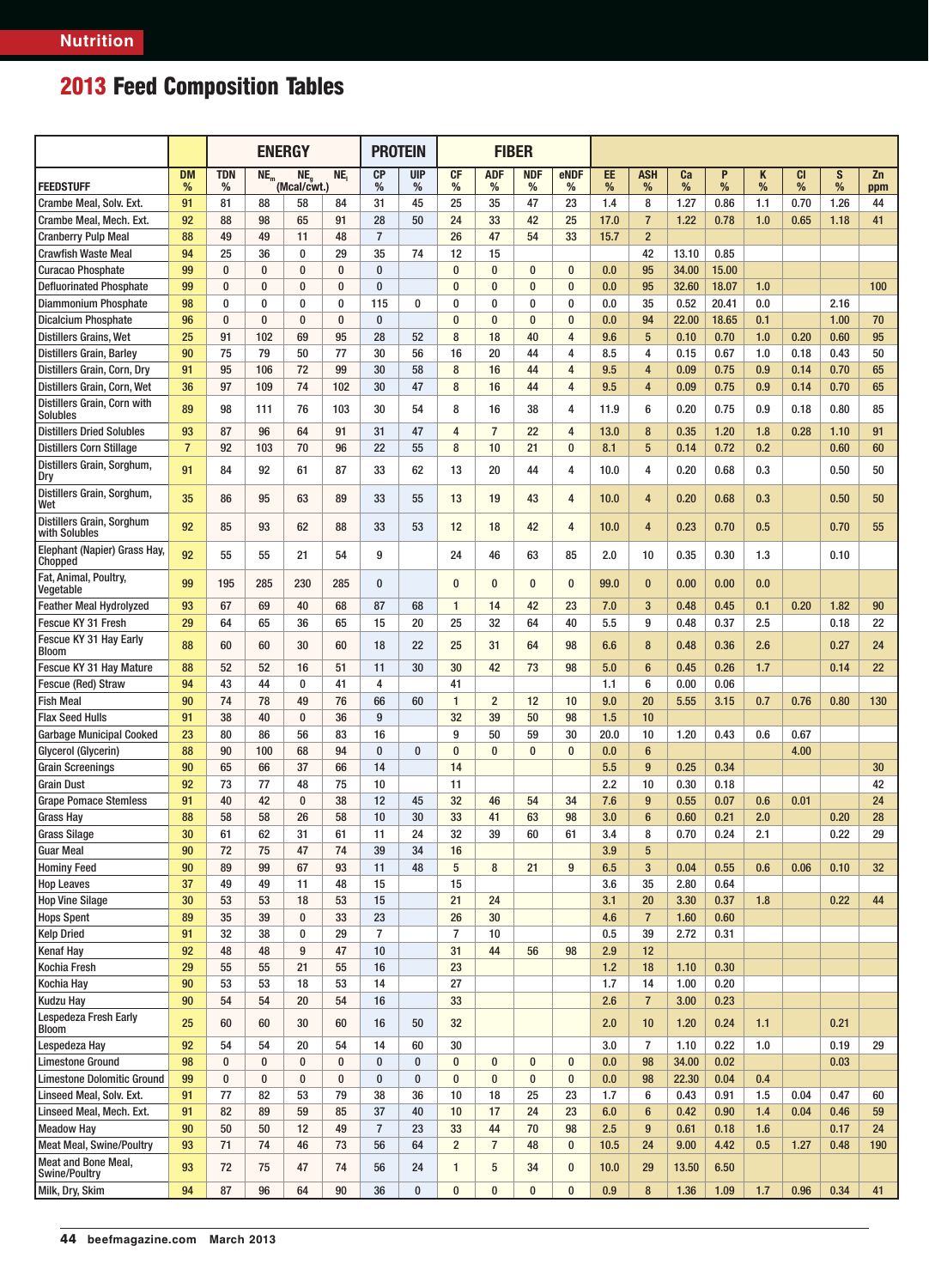## 2013 Feed Composition Tables

| FEEDSTUFF | DM % | ENERGY TDN % | $NE_m$ (Mcal/cwt.) | $NE_g$ | $NE_l$ | PROTEIN CP % | UIP % | FIBER CF % | ADF % | NDF % | eNDF % | EE % | ASH % | Ca % | P % | K % | Cl % | S % | Zn ppm |
|---|---|---|---|---|---|---|---|---|---|---|---|---|---|---|---|---|---|---|---|
| Crambe Meal, Solv. Ext. | 91 | 81 | 88 | 58 | 84 | 31 | 45 | 25 | 35 | 47 | 23 | 1.4 | 8 | 1.27 | 0.86 | 1.1 | 0.70 | 1.26 | 44 |
| Crambe Meal, Mech. Ext. | 92 | 88 | 98 | 65 | 91 | 28 | 50 | 24 | 33 | 42 | 25 | 17.0 | 7 | 1.22 | 0.78 | 1.0 | 0.65 | 1.18 | 41 |
| Cranberry Pulp Meal | 88 | 49 | 49 | 11 | 48 | 7 | | 26 | 47 | 54 | 33 | 15.7 | 2 | | | | | | |
| Crawfish Waste Meal | 94 | 25 | 36 | 0 | 29 | 35 | 74 | 12 | 15 | | | | 42 | 13.10 | 0.85 | | | | |
| Curacao Phosphate | 99 | 0 | 0 | 0 | 0 | 0 | | 0 | 0 | 0 | 0 | 0.0 | 95 | 34.00 | 15.00 | | | | |
| Defluorinated Phosphate | 99 | 0 | 0 | 0 | 0 | 0 | | 0 | 0 | 0 | 0 | 0.0 | 95 | 32.60 | 18.07 | 1.0 | | | 100 |
| Diammonium Phosphate | 98 | 0 | 0 | 0 | 0 | 115 | 0 | 0 | 0 | 0 | 0 | 0.0 | 35 | 0.52 | 20.41 | 0.0 | | 2.16 | |
| Dicalcium Phosphate | 96 | 0 | 0 | 0 | 0 | 0 | | 0 | 0 | 0 | 0 | 0.0 | 94 | 22.00 | 18.65 | 0.1 | | 1.00 | 70 |
| Distillers Grains, Wet | 25 | 91 | 102 | 69 | 95 | 28 | 52 | 8 | 18 | 40 | 4 | 9.6 | 5 | 0.10 | 0.70 | 1.0 | 0.20 | 0.60 | 95 |
| Distillers Grain, Barley | 90 | 75 | 79 | 50 | 77 | 30 | 56 | 16 | 20 | 44 | 4 | 8.5 | 4 | 0.15 | 0.67 | 1.0 | 0.18 | 0.43 | 50 |
| Distillers Grain, Corn, Dry | 91 | 95 | 106 | 72 | 99 | 30 | 58 | 8 | 16 | 44 | 4 | 9.5 | 4 | 0.09 | 0.75 | 0.9 | 0.14 | 0.70 | 65 |
| Distillers Grain, Corn, Wet | 36 | 97 | 109 | 74 | 102 | 30 | 47 | 8 | 16 | 44 | 4 | 9.5 | 4 | 0.09 | 0.75 | 0.9 | 0.14 | 0.70 | 65 |
| Distillers Grain, Corn with Solubles | 89 | 98 | 111 | 76 | 103 | 30 | 54 | 8 | 16 | 38 | 4 | 11.9 | 6 | 0.20 | 0.75 | 0.9 | 0.18 | 0.80 | 85 |
| Distillers Dried Solubles | 93 | 87 | 96 | 64 | 91 | 31 | 47 | 4 | 7 | 22 | 4 | 13.0 | 8 | 0.35 | 1.20 | 1.8 | 0.28 | 1.10 | 91 |
| Distillers Corn Stillage | 7 | 92 | 103 | 70 | 96 | 22 | 55 | 8 | 10 | 21 | 0 | 8.1 | 5 | 0.14 | 0.72 | 0.2 | | 0.60 | 60 |
| Distillers Grain, Sorghum, Dry | 91 | 84 | 92 | 61 | 87 | 33 | 62 | 13 | 20 | 44 | 4 | 10.0 | 4 | 0.20 | 0.68 | 0.3 | | 0.50 | 50 |
| Distillers Grain, Sorghum, Wet | 35 | 86 | 95 | 63 | 89 | 33 | 55 | 13 | 19 | 43 | 4 | 10.0 | 4 | 0.20 | 0.68 | 0.3 | | 0.50 | 50 |
| Distillers Grain, Sorghum with Solubles | 92 | 85 | 93 | 62 | 88 | 33 | 53 | 12 | 18 | 42 | 4 | 10.0 | 4 | 0.23 | 0.70 | 0.5 | | 0.70 | 55 |
| Elephant (Napier) Grass Hay, Chopped | 92 | 55 | 55 | 21 | 54 | 9 | | 24 | 46 | 63 | 85 | 2.0 | 10 | 0.35 | 0.30 | 1.3 | | 0.10 | |
| Fat, Animal, Poultry, Vegetable | 99 | 195 | 285 | 230 | 285 | 0 | | 0 | 0 | 0 | 0 | 99.0 | 0 | 0.00 | 0.00 | 0.0 | | | |
| Feather Meal Hydrolyzed | 93 | 67 | 69 | 40 | 68 | 87 | 68 | 1 | 14 | 42 | 23 | 7.0 | 3 | 0.48 | 0.45 | 0.1 | 0.20 | 1.82 | 90 |
| Fescue KY 31 Fresh | 29 | 64 | 65 | 36 | 65 | 15 | 20 | 25 | 32 | 64 | 40 | 5.5 | 9 | 0.48 | 0.37 | 2.5 | | 0.18 | 22 |
| Fescue KY 31 Hay Early Bloom | 88 | 60 | 60 | 30 | 60 | 18 | 22 | 25 | 31 | 64 | 98 | 6.6 | 8 | 0.48 | 0.36 | 2.6 | | 0.27 | 24 |
| Fescue KY 31 Hay Mature | 88 | 52 | 52 | 16 | 51 | 11 | 30 | 30 | 42 | 73 | 98 | 5.0 | 6 | 0.45 | 0.26 | 1.7 | | 0.14 | 22 |
| Fescue (Red) Straw | 94 | 43 | 44 | 0 | 41 | 4 | | 41 | | | | 1.1 | 6 | 0.00 | 0.06 | | | | |
| Fish Meal | 90 | 74 | 78 | 49 | 76 | 66 | 60 | 1 | 2 | 12 | 10 | 9.0 | 20 | 5.55 | 3.15 | 0.7 | 0.76 | 0.80 | 130 |
| Flax Seed Hulls | 91 | 38 | 40 | 0 | 36 | 9 | | 32 | 39 | 50 | 98 | 1.5 | 10 | | | | | | |
| Garbage Municipal Cooked | 23 | 80 | 86 | 56 | 83 | 16 | | 9 | 50 | 59 | 30 | 20.0 | 10 | 1.20 | 0.43 | 0.6 | 0.67 | | |
| Glycerol (Glycerin) | 88 | 90 | 100 | 68 | 94 | 0 | 0 | 0 | 0 | 0 | 0 | 0.0 | 6 | | | | 4.00 | | |
| Grain Screenings | 90 | 65 | 66 | 37 | 66 | 14 | | 14 | | | | 5.5 | 9 | 0.25 | 0.34 | | | | 30 |
| Grain Dust | 92 | 73 | 77 | 48 | 75 | 10 | | 11 | | | | 2.2 | 10 | 0.30 | 0.18 | | | | 42 |
| Grape Pomace Stemless | 91 | 40 | 42 | 0 | 38 | 12 | 45 | 32 | 46 | 54 | 34 | 7.6 | 9 | 0.55 | 0.07 | 0.6 | 0.01 | | 24 |
| Grass Hay | 88 | 58 | 58 | 26 | 58 | 10 | 30 | 33 | 41 | 63 | 98 | 3.0 | 6 | 0.60 | 0.21 | 2.0 | | 0.20 | 28 |
| Grass Silage | 30 | 61 | 62 | 31 | 61 | 11 | 24 | 32 | 39 | 60 | 61 | 3.4 | 8 | 0.70 | 0.24 | 2.1 | | 0.22 | 29 |
| Guar Meal | 90 | 72 | 75 | 47 | 74 | 39 | 34 | 16 | | | | 3.9 | 5 | | | | | | |
| Hominy Feed | 90 | 89 | 99 | 67 | 93 | 11 | 48 | 5 | 8 | 21 | 9 | 6.5 | 3 | 0.04 | 0.55 | 0.6 | 0.06 | 0.10 | 32 |
| Hop Leaves | 37 | 49 | 49 | 11 | 48 | 15 | | 15 | | | | 3.6 | 35 | 2.80 | 0.64 | | | | |
| Hop Vine Silage | 30 | 53 | 53 | 18 | 53 | 15 | | 21 | 24 | | | 3.1 | 20 | 3.30 | 0.37 | 1.8 | | 0.22 | 44 |
| Hops Spent | 89 | 35 | 39 | 0 | 33 | 23 | | 26 | 30 | | | 4.6 | 7 | 1.60 | 0.60 | | | | |
| Kelp Dried | 91 | 32 | 38 | 0 | 29 | 7 | | 7 | 10 | | | 0.5 | 39 | 2.72 | 0.31 | | | | |
| Kenaf Hay | 92 | 48 | 48 | 9 | 47 | 10 | | 31 | 44 | 56 | 98 | 2.9 | 12 | | | | | | |
| Kochia Fresh | 29 | 55 | 55 | 21 | 55 | 16 | | 23 | | | | 1.2 | 18 | 1.10 | 0.30 | | | | |
| Kochia Hay | 90 | 53 | 53 | 18 | 53 | 14 | | 27 | | | | 1.7 | 14 | 1.00 | 0.20 | | | | |
| Kudzu Hay | 90 | 54 | 54 | 20 | 54 | 16 | | 33 | | | | 2.6 | 7 | 3.00 | 0.23 | | | | |
| Lespedeza Fresh Early Bloom | 25 | 60 | 60 | 30 | 60 | 16 | 50 | 32 | | | | 2.0 | 10 | 1.20 | 0.24 | 1.1 | | 0.21 | |
| Lespedeza Hay | 92 | 54 | 54 | 20 | 54 | 14 | 60 | 30 | | | | 3.0 | 7 | 1.10 | 0.22 | 1.0 | | 0.19 | 29 |
| Limestone Ground | 98 | 0 | 0 | 0 | 0 | 0 | 0 | 0 | 0 | 0 | 0 | 0.0 | 98 | 34.00 | 0.02 | | | 0.03 | |
| Limestone Dolomitic Ground | 99 | 0 | 0 | 0 | 0 | 0 | 0 | 0 | 0 | 0 | 0 | 0.0 | 98 | 22.30 | 0.04 | 0.4 | | | |
| Linseed Meal, Solv. Ext. | 91 | 77 | 82 | 53 | 79 | 38 | 36 | 10 | 18 | 25 | 23 | 1.7 | 6 | 0.43 | 0.91 | 1.5 | 0.04 | 0.47 | 60 |
| Linseed Meal, Mech. Ext. | 91 | 82 | 89 | 59 | 85 | 37 | 40 | 10 | 17 | 24 | 23 | 6.0 | 6 | 0.42 | 0.90 | 1.4 | 0.04 | 0.46 | 59 |
| Meadow Hay | 90 | 50 | 50 | 12 | 49 | 7 | 23 | 33 | 44 | 70 | 98 | 2.5 | 9 | 0.61 | 0.18 | 1.6 | | 0.17 | 24 |
| Meat Meal, Swine/Poultry | 93 | 71 | 74 | 46 | 73 | 56 | 64 | 2 | 7 | 48 | 0 | 10.5 | 24 | 9.00 | 4.42 | 0.5 | 1.27 | 0.48 | 190 |
| Meat and Bone Meal, Swine/Poultry | 93 | 72 | 75 | 47 | 74 | 56 | 24 | 1 | 5 | 34 | 0 | 10.0 | 29 | 13.50 | 6.50 | | | | |
| Milk, Dry, Skim | 94 | 87 | 96 | 64 | 90 | 36 | 0 | 0 | 0 | 0 | 0 | 0.9 | 8 | 1.36 | 1.09 | 1.7 | 0.96 | 0.34 | 41 |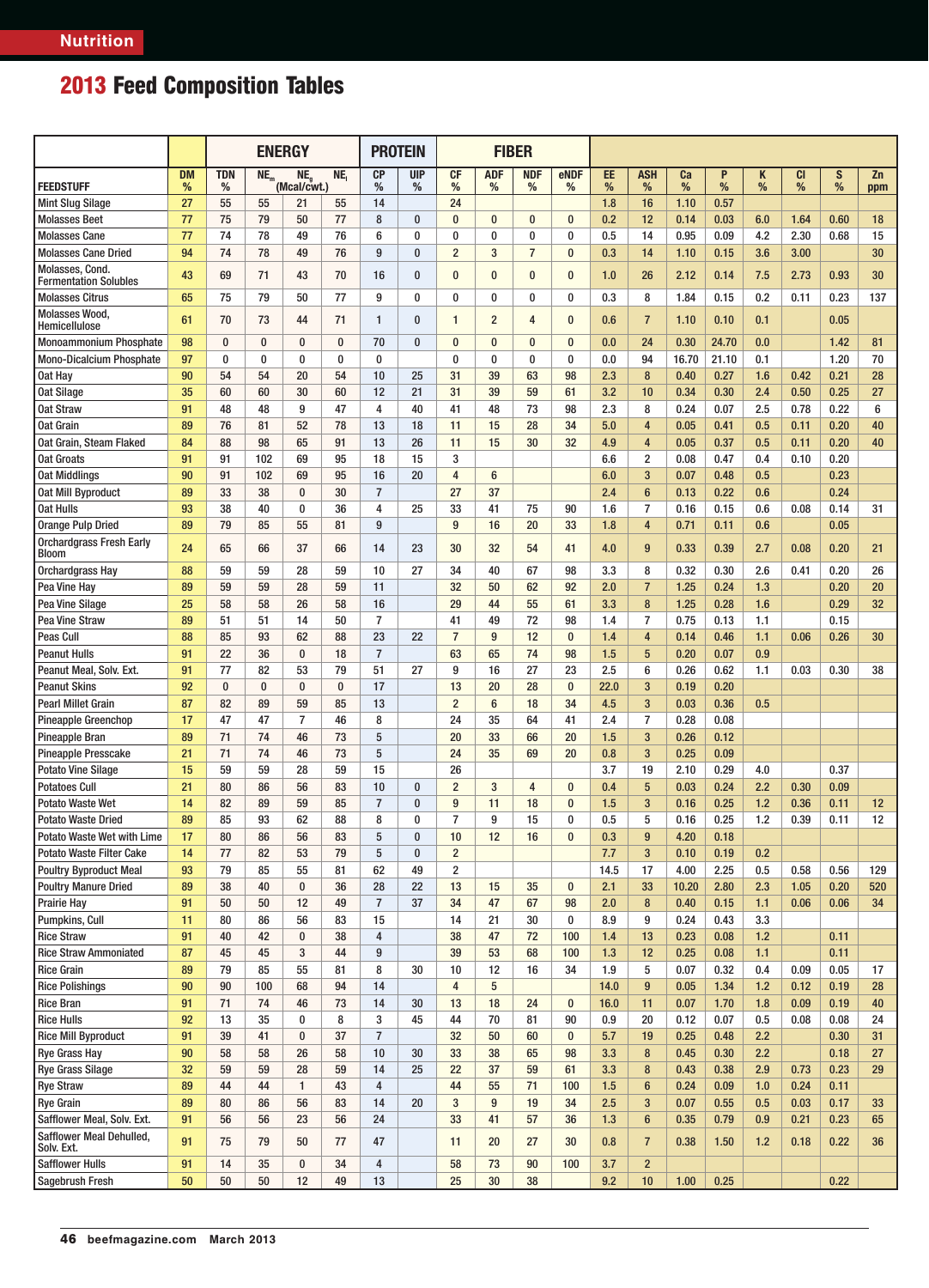## 2013 Feed Composition Tables

| FEEDSTUFF | DM % | ENERGY | | | | PROTEIN | | FIBER | | | | | | | | | | | |
|---|---|---|---|---|---|---|---|---|---|---|---|---|---|---|---|---|---|---|---|
| | | TDN % | $NE_m$ (Mcal/cwt.) | $NE_g$ (Mcal/cwt.) | $NE_l$ (Mcal/cwt.) | CP % | UIP % | CF % | ADF % | NDF % | eNDF % | EE % | ASH % | Ca % | P % | K % | Cl % | S % | Zn ppm |
| Mint Slug Silage | 27 | 55 | 55 | 21 | 55 | 14 | | 24 | | | | 1.8 | 16 | 1.10 | 0.57 | | | | |
| Molasses Beet | 77 | 75 | 79 | 50 | 77 | 8 | 0 | 0 | 0 | 0 | 0 | 0.2 | 12 | 0.14 | 0.03 | 6.0 | 1.64 | 0.60 | 18 |
| Molasses Cane | 77 | 74 | 78 | 49 | 76 | 6 | 0 | 0 | 0 | 0 | 0 | 0.5 | 14 | 0.95 | 0.09 | 4.2 | 2.30 | 0.68 | 15 |
| Molasses Cane Dried | 94 | 74 | 78 | 49 | 76 | 9 | 0 | 2 | 3 | 7 | 0 | 0.3 | 14 | 1.10 | 0.15 | 3.6 | 3.00 | | 30 |
| Molasses, Cond. Fermentation Solubles | 43 | 69 | 71 | 43 | 70 | 16 | 0 | 0 | 0 | 0 | 0 | 1.0 | 26 | 2.12 | 0.14 | 7.5 | 2.73 | 0.93 | 30 |
| Molasses Citrus | 65 | 75 | 79 | 50 | 77 | 9 | 0 | 0 | 0 | 0 | 0 | 0.3 | 8 | 1.84 | 0.15 | 0.2 | 0.11 | 0.23 | 137 |
| Molasses Wood, Hemicellulose | 61 | 70 | 73 | 44 | 71 | 1 | 0 | 1 | 2 | 4 | 0 | 0.6 | 7 | 1.10 | 0.10 | 0.1 | | 0.05 | |
| Monoammonium Phosphate | 98 | 0 | 0 | 0 | 0 | 70 | 0 | 0 | 0 | 0 | 0 | 0.0 | 24 | 0.30 | 24.70 | 0.0 | | 1.42 | 81 |
| Mono-Dicalcium Phosphate | 97 | 0 | 0 | 0 | 0 | 0 | | 0 | 0 | 0 | 0 | 0.0 | 94 | 16.70 | 21.10 | 0.1 | | 1.20 | 70 |
| Oat Hay | 90 | 54 | 54 | 20 | 54 | 10 | 25 | 31 | 39 | 63 | 98 | 2.3 | 8 | 0.40 | 0.27 | 1.6 | 0.42 | 0.21 | 28 |
| Oat Silage | 35 | 60 | 60 | 30 | 60 | 12 | 21 | 31 | 39 | 59 | 61 | 3.2 | 10 | 0.34 | 0.30 | 2.4 | 0.50 | 0.25 | 27 |
| Oat Straw | 91 | 48 | 48 | 9 | 47 | 4 | 40 | 41 | 48 | 73 | 98 | 2.3 | 8 | 0.24 | 0.07 | 2.5 | 0.78 | 0.22 | 6 |
| Oat Grain | 89 | 76 | 81 | 52 | 78 | 13 | 18 | 11 | 15 | 28 | 34 | 5.0 | 4 | 0.05 | 0.41 | 0.5 | 0.11 | 0.20 | 40 |
| Oat Grain, Steam Flaked | 84 | 88 | 98 | 65 | 91 | 13 | 26 | 11 | 15 | 30 | 32 | 4.9 | 4 | 0.05 | 0.37 | 0.5 | 0.11 | 0.20 | 40 |
| Oat Groats | 91 | 91 | 102 | 69 | 95 | 18 | 15 | 3 | | | | 6.6 | 2 | 0.08 | 0.47 | 0.4 | 0.10 | 0.20 | |
| Oat Middlings | 90 | 91 | 102 | 69 | 95 | 16 | 20 | 4 | 6 | | | 6.0 | 3 | 0.07 | 0.48 | 0.5 | | 0.23 | |
| Oat Mill Byproduct | 89 | 33 | 38 | 0 | 30 | 7 | | 27 | 37 | | | 2.4 | 6 | 0.13 | 0.22 | 0.6 | | 0.24 | |
| Oat Hulls | 93 | 38 | 40 | 0 | 36 | 4 | 25 | 33 | 41 | 75 | 90 | 1.6 | 7 | 0.16 | 0.15 | 0.6 | 0.08 | 0.14 | 31 |
| Orange Pulp Dried | 89 | 79 | 85 | 55 | 81 | 9 | | 9 | 16 | 20 | 33 | 1.8 | 4 | 0.71 | 0.11 | 0.6 | | 0.05 | |
| Orchardgrass Fresh Early Bloom | 24 | 65 | 66 | 37 | 66 | 14 | 23 | 30 | 32 | 54 | 41 | 4.0 | 9 | 0.33 | 0.39 | 2.7 | 0.08 | 0.20 | 21 |
| Orchardgrass Hay | 88 | 59 | 59 | 28 | 59 | 10 | 27 | 34 | 40 | 67 | 98 | 3.3 | 8 | 0.32 | 0.30 | 2.6 | 0.41 | 0.20 | 26 |
| Pea Vine Hay | 89 | 59 | 59 | 28 | 59 | 11 | | 32 | 50 | 62 | 92 | 2.0 | 7 | 1.25 | 0.24 | 1.3 | | 0.20 | 20 |
| Pea Vine Silage | 25 | 58 | 58 | 26 | 58 | 16 | | 29 | 44 | 55 | 61 | 3.3 | 8 | 1.25 | 0.28 | 1.6 | | 0.29 | 32 |
| Pea Vine Straw | 89 | 51 | 51 | 14 | 50 | 7 | | 41 | 49 | 72 | 98 | 1.4 | 7 | 0.75 | 0.13 | 1.1 | | 0.15 | |
| Peas Cull | 88 | 85 | 93 | 62 | 88 | 23 | 22 | 7 | 9 | 12 | 0 | 1.4 | 4 | 0.14 | 0.46 | 1.1 | 0.06 | 0.26 | 30 |
| Peanut Hulls | 91 | 22 | 36 | 0 | 18 | 7 | | 63 | 65 | 74 | 98 | 1.5 | 5 | 0.20 | 0.07 | 0.9 | | | |
| Peanut Meal, Solv. Ext. | 91 | 77 | 82 | 53 | 79 | 51 | 27 | 9 | 16 | 27 | 23 | 2.5 | 6 | 0.26 | 0.62 | 1.1 | 0.03 | 0.30 | 38 |
| Peanut Skins | 92 | 0 | 0 | 0 | 0 | 17 | | 13 | 20 | 28 | 0 | 22.0 | 3 | 0.19 | 0.20 | | | | |
| Pearl Millet Grain | 87 | 82 | 89 | 59 | 85 | 13 | | 2 | 6 | 18 | 34 | 4.5 | 3 | 0.03 | 0.36 | 0.5 | | | |
| Pineapple Greenchop | 17 | 47 | 47 | 7 | 46 | 8 | | 24 | 35 | 64 | 41 | 2.4 | 7 | 0.28 | 0.08 | | | | |
| Pineapple Bran | 89 | 71 | 74 | 46 | 73 | 5 | | 20 | 33 | 66 | 20 | 1.5 | 3 | 0.26 | 0.12 | | | | |
| Pineapple Presscake | 21 | 71 | 74 | 46 | 73 | 5 | | 24 | 35 | 69 | 20 | 0.8 | 3 | 0.25 | 0.09 | | | | |
| Potato Vine Silage | 15 | 59 | 59 | 28 | 59 | 15 | | 26 | | | | 3.7 | 19 | 2.10 | 0.29 | 4.0 | | 0.37 | |
| Potatoes Cull | 21 | 80 | 86 | 56 | 83 | 10 | 0 | 2 | 3 | 4 | 0 | 0.4 | 5 | 0.03 | 0.24 | 2.2 | 0.30 | 0.09 | |
| Potato Waste Wet | 14 | 82 | 89 | 59 | 85 | 7 | 0 | 9 | 11 | 18 | 0 | 1.5 | 3 | 0.16 | 0.25 | 1.2 | 0.36 | 0.11 | 12 |
| Potato Waste Dried | 89 | 85 | 93 | 62 | 88 | 8 | 0 | 7 | 9 | 15 | 0 | 0.5 | 5 | 0.16 | 0.25 | 1.2 | 0.39 | 0.11 | 12 |
| Potato Waste Wet with Lime | 17 | 80 | 86 | 56 | 83 | 5 | 0 | 10 | 12 | 16 | 0 | 0.3 | 9 | 4.20 | 0.18 | | | | |
| Potato Waste Filter Cake | 14 | 77 | 82 | 53 | 79 | 5 | 0 | 2 | | | | 7.7 | 3 | 0.10 | 0.19 | 0.2 | | | |
| Poultry Byproduct Meal | 93 | 79 | 85 | 55 | 81 | 62 | 49 | 2 | | | | 14.5 | 17 | 4.00 | 2.25 | 0.5 | 0.58 | 0.56 | 129 |
| Poultry Manure Dried | 89 | 38 | 40 | 0 | 36 | 28 | 22 | 13 | 15 | 35 | 0 | 2.1 | 33 | 10.20 | 2.80 | 2.3 | 1.05 | 0.20 | 520 |
| Prairie Hay | 91 | 50 | 50 | 12 | 49 | 7 | 37 | 34 | 47 | 67 | 98 | 2.0 | 8 | 0.40 | 0.15 | 1.1 | 0.06 | 0.06 | 34 |
| Pumpkins, Cull | 11 | 80 | 86 | 56 | 83 | 15 | | 14 | 21 | 30 | 0 | 8.9 | 9 | 0.24 | 0.43 | 3.3 | | | |
| Rice Straw | 91 | 40 | 42 | 0 | 38 | 4 | | 38 | 47 | 72 | 100 | 1.4 | 13 | 0.23 | 0.08 | 1.2 | | 0.11 | |
| Rice Straw Ammoniated | 87 | 45 | 45 | 3 | 44 | 9 | | 39 | 53 | 68 | 100 | 1.3 | 12 | 0.25 | 0.08 | 1.1 | | 0.11 | |
| Rice Grain | 89 | 79 | 85 | 55 | 81 | 8 | 30 | 10 | 12 | 16 | 34 | 1.9 | 5 | 0.07 | 0.32 | 0.4 | 0.09 | 0.05 | 17 |
| Rice Polishings | 90 | 90 | 100 | 68 | 94 | 14 | | 4 | 5 | | | 14.0 | 9 | 0.05 | 1.34 | 1.2 | 0.12 | 0.19 | 28 |
| Rice Bran | 91 | 71 | 74 | 46 | 73 | 14 | 30 | 13 | 18 | 24 | 0 | 16.0 | 11 | 0.07 | 1.70 | 1.8 | 0.09 | 0.19 | 40 |
| Rice Hulls | 92 | 13 | 35 | 0 | 8 | 3 | 45 | 44 | 70 | 81 | 90 | 0.9 | 20 | 0.12 | 0.07 | 0.5 | 0.08 | 0.08 | 24 |
| Rice Mill Byproduct | 91 | 39 | 41 | 0 | 37 | 7 | | 32 | 50 | 60 | 0 | 5.7 | 19 | 0.25 | 0.48 | 2.2 | | 0.30 | 31 |
| Rye Grass Hay | 90 | 58 | 58 | 26 | 58 | 10 | 30 | 33 | 38 | 65 | 98 | 3.3 | 8 | 0.45 | 0.30 | 2.2 | | 0.18 | 27 |
| Rye Grass Silage | 32 | 59 | 59 | 28 | 59 | 14 | 25 | 22 | 37 | 59 | 61 | 3.3 | 8 | 0.43 | 0.38 | 2.9 | 0.73 | 0.23 | 29 |
| Rye Straw | 89 | 44 | 44 | 1 | 43 | 4 | | 44 | 55 | 71 | 100 | 1.5 | 6 | 0.24 | 0.09 | 1.0 | 0.24 | 0.11 | |
| Rye Grain | 89 | 80 | 86 | 56 | 83 | 14 | 20 | 3 | 9 | 19 | 34 | 2.5 | 3 | 0.07 | 0.55 | 0.5 | 0.03 | 0.17 | 33 |
| Safflower Meal, Solv. Ext. | 91 | 56 | 56 | 23 | 56 | 24 | | 33 | 41 | 57 | 36 | 1.3 | 6 | 0.35 | 0.79 | 0.9 | 0.21 | 0.23 | 65 |
| Safflower Meal Dehulled, Solv. Ext. | 91 | 75 | 79 | 50 | 77 | 47 | | 11 | 20 | 27 | 30 | 0.8 | 7 | 0.38 | 1.50 | 1.2 | 0.18 | 0.22 | 36 |
| Safflower Hulls | 91 | 14 | 35 | 0 | 34 | 4 | | 58 | 73 | 90 | 100 | 3.7 | 2 | | | | | | |
| Sagebrush Fresh | 50 | 50 | 50 | 12 | 49 | 13 | | 25 | 30 | 38 | | 9.2 | 10 | 1.00 | 0.25 | | | 0.22 | |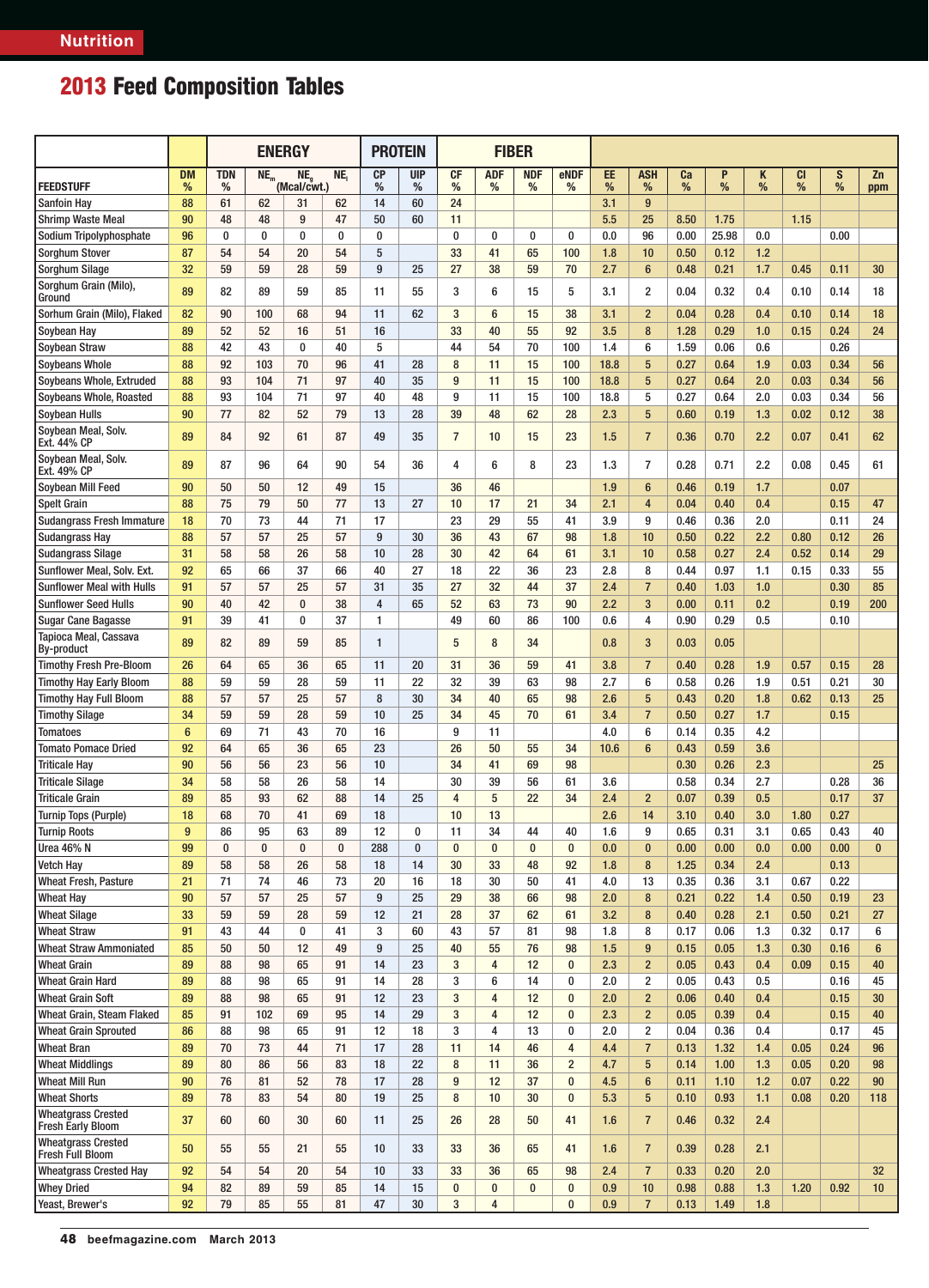## Nutrition

# 2013 Feed Composition Tables

| FEEDSTUFF | DM % | TDN % | $NE_m$ (Mcal/cwt.) | $NE_g$ (Mcal/cwt.) | $NE_l$ (Mcal/cwt.) | CP % | UIP % | CF % | ADF % | NDF % | eNDF % | EE % | ASH % | Ca % | P % | K % | Cl % | S % | Zn ppm |
|---|---|---|---|---|---|---|---|---|---|---|---|---|---|---|---|---|---|---|---|
| | | | ENERGY | | | PROTEIN | | FIBER | | | | | | | | | | | |
| Sanfoin Hay | 88 | 61 | 62 | 31 | 62 | 14 | 60 | 24 | | | | 3.1 | 9 | | | | | | |
| Shrimp Waste Meal | 90 | 48 | 48 | 9 | 47 | 50 | 60 | 11 | | | | 5.5 | 25 | 8.50 | 1.75 | | 1.15 | | |
| Sodium Tripolyphosphate | 96 | 0 | 0 | 0 | 0 | 0 | | 0 | 0 | 0 | 0 | 0.0 | 96 | 0.00 | 25.98 | 0.0 | | 0.00 | |
| Sorghum Stover | 87 | 54 | 54 | 20 | 54 | 5 | | 33 | 41 | 65 | 100 | 1.8 | 10 | 0.50 | 0.12 | 1.2 | | | |
| Sorghum Silage | 32 | 59 | 59 | 28 | 59 | 9 | 25 | 27 | 38 | 59 | 70 | 2.7 | 6 | 0.48 | 0.21 | 1.7 | 0.45 | 0.11 | 30 |
| Sorghum Grain (Milo), Ground | 89 | 82 | 89 | 59 | 85 | 11 | 55 | 3 | 6 | 15 | 5 | 3.1 | 2 | 0.04 | 0.32 | 0.4 | 0.10 | 0.14 | 18 |
| Sorhum Grain (Milo), Flaked | 82 | 90 | 100 | 68 | 94 | 11 | 62 | 3 | 6 | 15 | 38 | 3.1 | 2 | 0.04 | 0.28 | 0.4 | 0.10 | 0.14 | 18 |
| Soybean Hay | 89 | 52 | 52 | 16 | 51 | 16 | | 33 | 40 | 55 | 92 | 3.5 | 8 | 1.28 | 0.29 | 1.0 | 0.15 | 0.24 | 24 |
| Soybean Straw | 88 | 42 | 43 | 0 | 40 | 5 | | 44 | 54 | 70 | 100 | 1.4 | 6 | 1.59 | 0.06 | 0.6 | | 0.26 | |
| Soybeans Whole | 88 | 92 | 103 | 70 | 96 | 41 | 28 | 8 | 11 | 15 | 100 | 18.8 | 5 | 0.27 | 0.64 | 1.9 | 0.03 | 0.34 | 56 |
| Soybeans Whole, Extruded | 88 | 93 | 104 | 71 | 97 | 40 | 35 | 9 | 11 | 15 | 100 | 18.8 | 5 | 0.27 | 0.64 | 2.0 | 0.03 | 0.34 | 56 |
| Soybeans Whole, Roasted | 88 | 93 | 104 | 71 | 97 | 40 | 48 | 9 | 11 | 15 | 100 | 18.8 | 5 | 0.27 | 0.64 | 2.0 | 0.03 | 0.34 | 56 |
| Soybean Hulls | 90 | 77 | 82 | 52 | 79 | 13 | 28 | 39 | 48 | 62 | 28 | 2.3 | 5 | 0.60 | 0.19 | 1.3 | 0.02 | 0.12 | 38 |
| Soybean Meal, Solv. Ext. 44% CP | 89 | 84 | 92 | 61 | 87 | 49 | 35 | 7 | 10 | 15 | 23 | 1.5 | 7 | 0.36 | 0.70 | 2.2 | 0.07 | 0.41 | 62 |
| Soybean Meal, Solv. Ext. 49% CP | 89 | 87 | 96 | 64 | 90 | 54 | 36 | 4 | 6 | 8 | 23 | 1.3 | 7 | 0.28 | 0.71 | 2.2 | 0.08 | 0.45 | 61 |
| Soybean Mill Feed | 90 | 50 | 50 | 12 | 49 | 15 | | 36 | 46 | | | 1.9 | 6 | 0.46 | 0.19 | 1.7 | | 0.07 | |
| Spelt Grain | 88 | 75 | 79 | 50 | 77 | 13 | 27 | 10 | 17 | 21 | 34 | 2.1 | 4 | 0.04 | 0.40 | 0.4 | | 0.15 | 47 |
| Sudangrass Fresh Immature | 18 | 70 | 73 | 44 | 71 | 17 | | 23 | 29 | 55 | 41 | 3.9 | 9 | 0.46 | 0.36 | 2.0 | | 0.11 | 24 |
| Sudangrass Hay | 88 | 57 | 57 | 25 | 57 | 9 | 30 | 36 | 43 | 67 | 98 | 1.8 | 10 | 0.50 | 0.22 | 2.2 | 0.80 | 0.12 | 26 |
| Sudangrass Silage | 31 | 58 | 58 | 26 | 58 | 10 | 28 | 30 | 42 | 64 | 61 | 3.1 | 10 | 0.58 | 0.27 | 2.4 | 0.52 | 0.14 | 29 |
| Sunflower Meal, Solv. Ext. | 92 | 65 | 66 | 37 | 66 | 40 | 27 | 18 | 22 | 36 | 23 | 2.8 | 8 | 0.44 | 0.97 | 1.1 | 0.15 | 0.33 | 55 |
| Sunflower Meal with Hulls | 91 | 57 | 57 | 25 | 57 | 31 | 35 | 27 | 32 | 44 | 37 | 2.4 | 7 | 0.40 | 1.03 | 1.0 | | 0.30 | 85 |
| Sunflower Seed Hulls | 90 | 40 | 42 | 0 | 38 | 4 | 65 | 52 | 63 | 73 | 90 | 2.2 | 3 | 0.00 | 0.11 | 0.2 | | 0.19 | 200 |
| Sugar Cane Bagasse | 91 | 39 | 41 | 0 | 37 | 1 | | 49 | 60 | 86 | 100 | 0.6 | 4 | 0.90 | 0.29 | 0.5 | | 0.10 | |
| Tapioca Meal, Cassava By-product | 89 | 82 | 89 | 59 | 85 | 1 | | 5 | 8 | 34 | | 0.8 | 3 | 0.03 | 0.05 | | | | |
| Timothy Fresh Pre-Bloom | 26 | 64 | 65 | 36 | 65 | 11 | 20 | 31 | 36 | 59 | 41 | 3.8 | 7 | 0.40 | 0.28 | 1.9 | 0.57 | 0.15 | 28 |
| Timothy Hay Early Bloom | 88 | 59 | 59 | 28 | 59 | 11 | 22 | 32 | 39 | 63 | 98 | 2.7 | 6 | 0.58 | 0.26 | 1.9 | 0.51 | 0.21 | 30 |
| Timothy Hay Full Bloom | 88 | 57 | 57 | 25 | 57 | 8 | 30 | 34 | 40 | 65 | 98 | 2.6 | 5 | 0.43 | 0.20 | 1.8 | 0.62 | 0.13 | 25 |
| Timothy Silage | 34 | 59 | 59 | 28 | 59 | 10 | 25 | 34 | 45 | 70 | 61 | 3.4 | 7 | 0.50 | 0.27 | 1.7 | | 0.15 | |
| Tomatoes | 6 | 69 | 71 | 43 | 70 | 16 | | 9 | 11 | | | 4.0 | 6 | 0.14 | 0.35 | 4.2 | | | |
| Tomato Pomace Dried | 92 | 64 | 65 | 36 | 65 | 23 | | 26 | 50 | 55 | 34 | 10.6 | 6 | 0.43 | 0.59 | 3.6 | | | |
| Triticale Hay | 90 | 56 | 56 | 23 | 56 | 10 | | 34 | 41 | 69 | 98 | | | 0.30 | 0.26 | 2.3 | | | 25 |
| Triticale Silage | 34 | 58 | 58 | 26 | 58 | 14 | | 30 | 39 | 56 | 61 | 3.6 | | 0.58 | 0.34 | 2.7 | | 0.28 | 36 |
| Triticale Grain | 89 | 85 | 93 | 62 | 88 | 14 | 25 | 4 | 5 | 22 | 34 | 2.4 | 2 | 0.07 | 0.39 | 0.5 | | 0.17 | 37 |
| Turnip Tops (Purple) | 18 | 68 | 70 | 41 | 69 | 18 | | 10 | 13 | | | 2.6 | 14 | 3.10 | 0.40 | 3.0 | 1.80 | 0.27 | |
| Turnip Roots | 9 | 86 | 95 | 63 | 89 | 12 | 0 | 11 | 34 | 44 | 40 | 1.6 | 9 | 0.65 | 0.31 | 3.1 | 0.65 | 0.43 | 40 |
| Urea 46% N | 99 | 0 | 0 | 0 | 0 | 288 | 0 | 0 | 0 | 0 | 0 | 0.0 | 0 | 0.00 | 0.00 | 0.0 | 0.00 | 0.00 | 0 |
| Vetch Hay | 89 | 58 | 58 | 26 | 58 | 18 | 14 | 30 | 33 | 48 | 92 | 1.8 | 8 | 1.25 | 0.34 | 2.4 | | 0.13 | |
| Wheat Fresh, Pasture | 21 | 71 | 74 | 46 | 73 | 20 | 16 | 18 | 30 | 50 | 41 | 4.0 | 13 | 0.35 | 0.36 | 3.1 | 0.67 | 0.22 | |
| Wheat Hay | 90 | 57 | 57 | 25 | 57 | 9 | 25 | 29 | 38 | 66 | 98 | 2.0 | 8 | 0.21 | 0.22 | 1.4 | 0.50 | 0.19 | 23 |
| Wheat Silage | 33 | 59 | 59 | 28 | 59 | 12 | 21 | 28 | 37 | 62 | 61 | 3.2 | 8 | 0.40 | 0.28 | 2.1 | 0.50 | 0.21 | 27 |
| Wheat Straw | 91 | 43 | 44 | 0 | 41 | 3 | 60 | 43 | 57 | 81 | 98 | 1.8 | 8 | 0.17 | 0.06 | 1.3 | 0.32 | 0.17 | 6 |
| Wheat Straw Ammoniated | 85 | 50 | 50 | 12 | 49 | 9 | 25 | 40 | 55 | 76 | 98 | 1.5 | 9 | 0.15 | 0.05 | 1.3 | 0.30 | 0.16 | 6 |
| Wheat Grain | 89 | 88 | 98 | 65 | 91 | 14 | 23 | 3 | 4 | 12 | 0 | 2.3 | 2 | 0.05 | 0.43 | 0.4 | 0.09 | 0.15 | 40 |
| Wheat Grain Hard | 89 | 88 | 98 | 65 | 91 | 14 | 28 | 3 | 6 | 14 | 0 | 2.0 | 2 | 0.05 | 0.43 | 0.5 | | 0.16 | 45 |
| Wheat Grain Soft | 89 | 88 | 98 | 65 | 91 | 12 | 23 | 3 | 4 | 12 | 0 | 2.0 | 2 | 0.06 | 0.40 | 0.4 | | 0.15 | 30 |
| Wheat Grain, Steam Flaked | 85 | 91 | 102 | 69 | 95 | 14 | 29 | 3 | 4 | 12 | 0 | 2.3 | 2 | 0.05 | 0.39 | 0.4 | | 0.15 | 40 |
| Wheat Grain Sprouted | 86 | 88 | 98 | 65 | 91 | 12 | 18 | 3 | 4 | 13 | 0 | 2.0 | 2 | 0.04 | 0.36 | 0.4 | | 0.17 | 45 |
| Wheat Bran | 89 | 70 | 73 | 44 | 71 | 17 | 28 | 11 | 14 | 46 | 4 | 4.4 | 7 | 0.13 | 1.32 | 1.4 | 0.05 | 0.24 | 96 |
| Wheat Middlings | 89 | 80 | 86 | 56 | 83 | 18 | 22 | 8 | 11 | 36 | 2 | 4.7 | 5 | 0.14 | 1.00 | 1.3 | 0.05 | 0.20 | 98 |
| Wheat Mill Run | 90 | 76 | 81 | 52 | 78 | 17 | 28 | 9 | 12 | 37 | 0 | 4.5 | 6 | 0.11 | 1.10 | 1.2 | 0.07 | 0.22 | 90 |
| Wheat Shorts | 89 | 78 | 83 | 54 | 80 | 19 | 25 | 8 | 10 | 30 | 0 | 5.3 | 5 | 0.10 | 0.93 | 1.1 | 0.08 | 0.20 | 118 |
| Wheatgrass Crested Fresh Early Bloom | 37 | 60 | 60 | 30 | 60 | 11 | 25 | 26 | 28 | 50 | 41 | 1.6 | 7 | 0.46 | 0.32 | 2.4 | | | |
| Wheatgrass Crested Fresh Full Bloom | 50 | 55 | 55 | 21 | 55 | 10 | 33 | 33 | 36 | 65 | 41 | 1.6 | 7 | 0.39 | 0.28 | 2.1 | | | |
| Wheatgrass Crested Hay | 92 | 54 | 54 | 20 | 54 | 10 | 33 | 33 | 36 | 65 | 98 | 2.4 | 7 | 0.33 | 0.20 | 2.0 | | | 32 |
| Whey Dried | 94 | 82 | 89 | 59 | 85 | 14 | 15 | 0 | 0 | 0 | 0 | 0.9 | 10 | 0.98 | 0.88 | 1.3 | 1.20 | 0.92 | 10 |
| Yeast, Brewer's | 92 | 79 | 85 | 55 | 81 | 47 | 30 | 3 | 4 | | 0 | 0.9 | 7 | 0.13 | 1.49 | 1.8 | | | |

48 beefmagazine.com March 2013